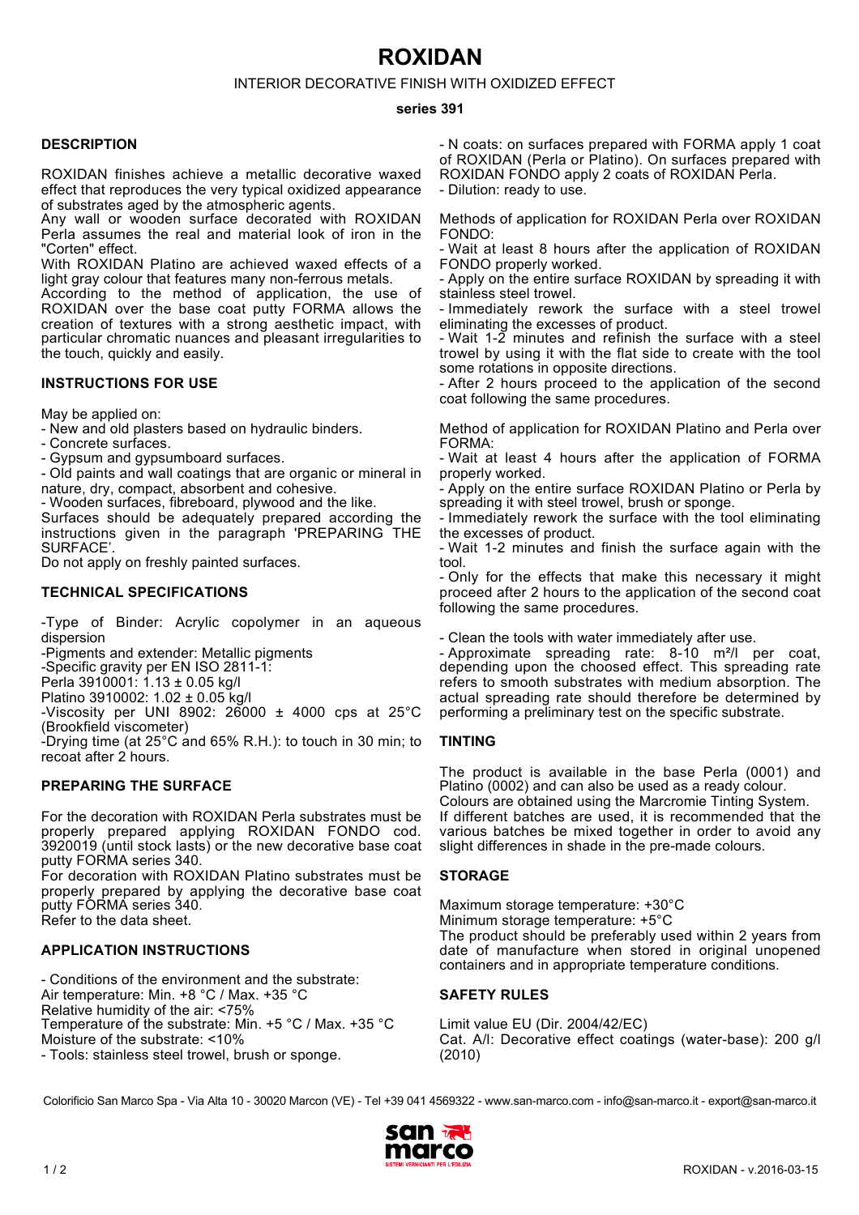# ROXIDAN

INTERIOR DECORATIVE FINISH WITH OXIDIZED EFFECT

**series 391**

## DESCRIPTION

ROXIDAN finishes achieve a metallic decorative waxed effect that reproduces the very typical oxidized appearance of substrates aged by the atmospheric agents.
Any wall or wooden surface decorated with ROXIDAN Perla assumes the real and material look of iron in the "Corten" effect.
With ROXIDAN Platino are achieved waxed effects of a light gray colour that features many non-ferrous metals.
According to the method of application, the use of ROXIDAN over the base coat putty FORMA allows the creation of textures with a strong aesthetic impact, with particular chromatic nuances and pleasant irregularities to the touch, quickly and easily.

## INSTRUCTIONS FOR USE

May be applied on:
- New and old plasters based on hydraulic binders.
- Concrete surfaces.
- Gypsum and gypsumboard surfaces.
- Old paints and wall coatings that are organic or mineral in nature, dry, compact, absorbent and cohesive.
- Wooden surfaces, fibreboard, plywood and the like.

Surfaces should be adequately prepared according the instructions given in the paragraph 'PREPARING THE SURFACE'.
Do not apply on freshly painted surfaces.

## TECHNICAL SPECIFICATIONS

-Type of Binder: Acrylic copolymer in an aqueous dispersion
-Pigments and extender: Metallic pigments
-Specific gravity per EN ISO 2811-1:
Perla 3910001: 1.13 ± 0.05 kg/l
Platino 3910002: 1.02 ± 0.05 kg/l
-Viscosity per UNI 8902: 26000 ± 4000 cps at 25°C (Brookfield viscometer)
-Drying time (at 25°C and 65% R.H.): to touch in 30 min; to recoat after 2 hours.

## PREPARING THE SURFACE

For the decoration with ROXIDAN Perla substrates must be properly prepared applying ROXIDAN FONDO cod. 3920019 (until stock lasts) or the new decorative base coat putty FORMA series 340.
For decoration with ROXIDAN Platino substrates must be properly prepared by applying the decorative base coat putty FORMA series 340.
Refer to the data sheet.

## APPLICATION INSTRUCTIONS

- Conditions of the environment and the substrate:
Air temperature: Min. +8 °C / Max. +35 °C
Relative humidity of the air: <75%
Temperature of the substrate: Min. +5 °C / Max. +35 °C
Moisture of the substrate: <10%
- Tools: stainless steel trowel, brush or sponge.
- N coats: on surfaces prepared with FORMA apply 1 coat of ROXIDAN (Perla or Platino). On surfaces prepared with ROXIDAN FONDO apply 2 coats of ROXIDAN Perla.
- Dilution: ready to use.

Methods of application for ROXIDAN Perla over ROXIDAN FONDO:
- Wait at least 8 hours after the application of ROXIDAN FONDO properly worked.
- Apply on the entire surface ROXIDAN by spreading it with stainless steel trowel.
- Immediately rework the surface with a steel trowel eliminating the excesses of product.
- Wait 1-2 minutes and refinish the surface with a steel trowel by using it with the flat side to create with the tool some rotations in opposite directions.
- After 2 hours proceed to the application of the second coat following the same procedures.

Method of application for ROXIDAN Platino and Perla over FORMA:
- Wait at least 4 hours after the application of FORMA properly worked.
- Apply on the entire surface ROXIDAN Platino or Perla by spreading it with steel trowel, brush or sponge.
- Immediately rework the surface with the tool eliminating the excesses of product.
- Wait 1-2 minutes and finish the surface again with the tool.
- Only for the effects that make this necessary it might proceed after 2 hours to the application of the second coat following the same procedures.

- Clean the tools with water immediately after use.
- Approximate spreading rate: 8-10 m²/l per coat, depending upon the choosed effect. This spreading rate refers to smooth substrates with medium absorption. The actual spreading rate should therefore be determined by performing a preliminary test on the specific substrate.

## TINTING

The product is available in the base Perla (0001) and Platino (0002) and can also be used as a ready colour.
Colours are obtained using the Marcromie Tinting System.
If different batches are used, it is recommended that the various batches be mixed together in order to avoid any slight differences in shade in the pre-made colours.

## STORAGE

Maximum storage temperature: +30°C
Minimum storage temperature: +5°C
The product should be preferably used within 2 years from date of manufacture when stored in original unopened containers and in appropriate temperature conditions.

## SAFETY RULES

Limit value EU (Dir. 2004/42/EC)
Cat. A/l: Decorative effect coatings (water-base): 200 g/l (2010)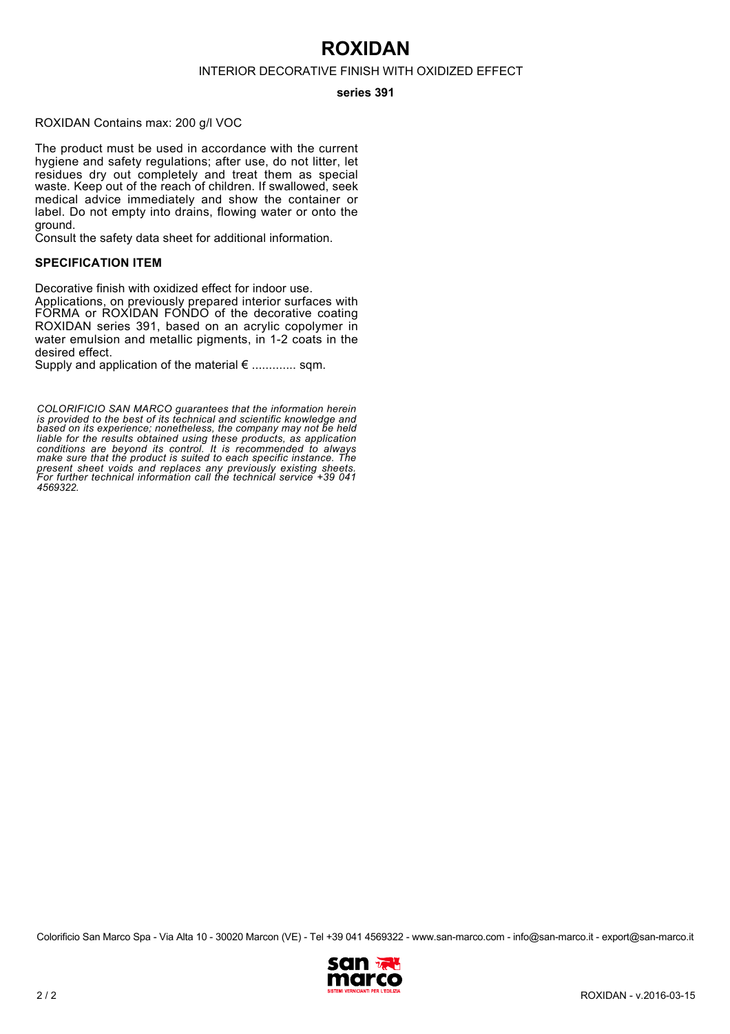# ROXIDAN

INTERIOR DECORATIVE FINISH WITH OXIDIZED EFFECT

**series 391**

ROXIDAN Contains max: 200 g/l VOC

The product must be used in accordance with the current hygiene and safety regulations; after use, do not litter, let residues dry out completely and treat them as special waste. Keep out of the reach of children. If swallowed, seek medical advice immediately and show the container or label. Do not empty into drains, flowing water or onto the ground.

Consult the safety data sheet for additional information.

### SPECIFICATION ITEM

Decorative finish with oxidized effect for indoor use.

Applications, on previously prepared interior surfaces with FORMA or ROXIDAN FONDO of the decorative coating ROXIDAN series 391, based on an acrylic copolymer in water emulsion and metallic pigments, in 1-2 coats in the desired effect.

Supply and application of the material € ............. sqm.

*COLORIFICIO SAN MARCO guarantees that the information herein is provided to the best of its technical and scientific knowledge and based on its experience; nonetheless, the company may not be held liable for the results obtained using these products, as application conditions are beyond its control. It is recommended to always make sure that the product is suited to each specific instance. The present sheet voids and replaces any previously existing sheets. For further technical information call the technical service +39 041 4569322.*

Colorificio San Marco Spa - Via Alta 10 - 30020 Marcon (VE) - Tel +39 041 4569322 - www.san-marco.com - info@san-marco.it - export@san-marco.it

ROXIDAN - v.2016-03-15